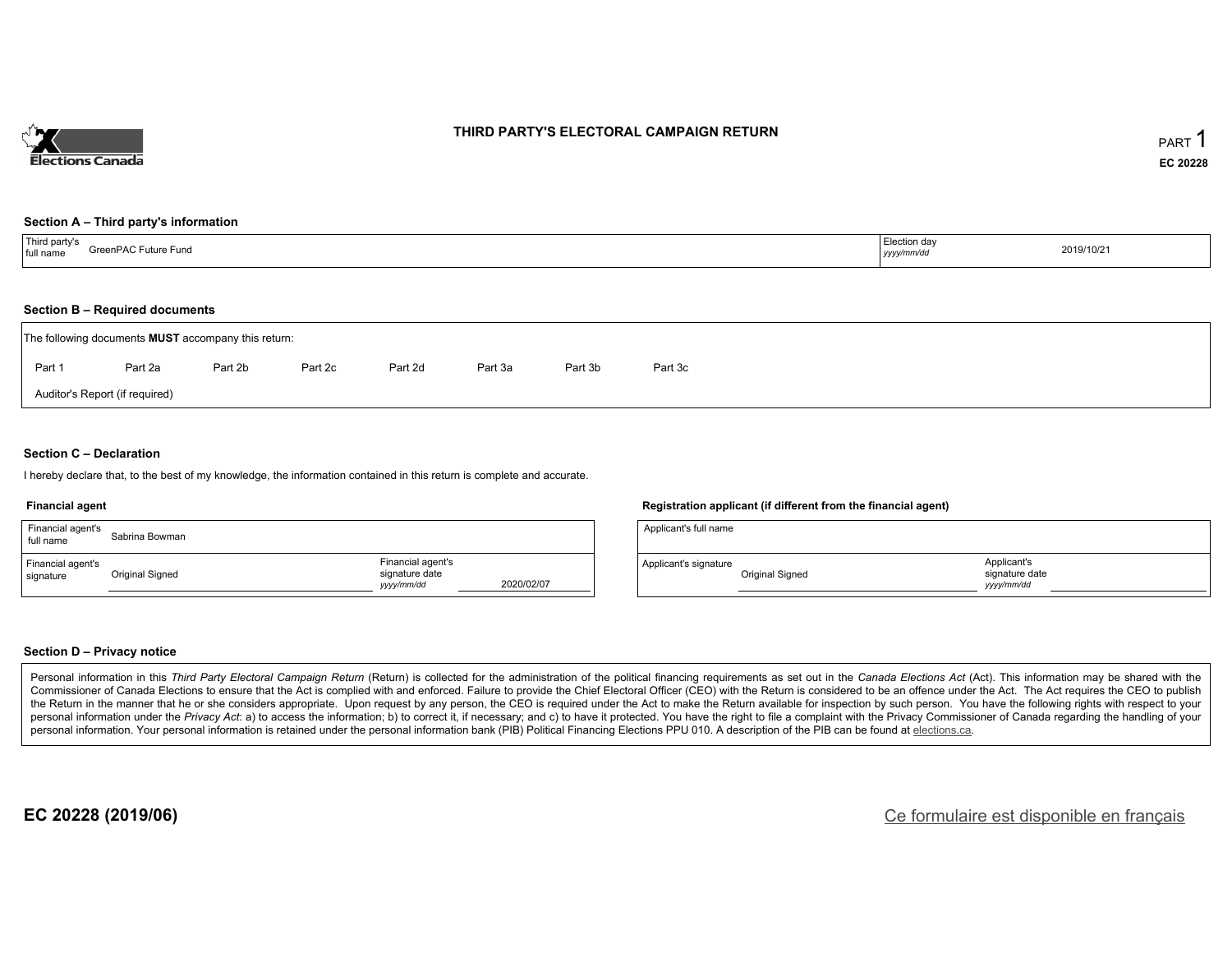# THIRD PARTY'S ELECTORAL CAMPAIGN RETURN

PART 1

EC 20228

## Section A – Third party's information

| Third party's full name | GreenPAC Future Fund | Election day *yyyy/mm/dd* | 2019/10/21 |
|---|---|---|---|

## Section B – Required documents

The following documents **MUST** accompany this return:

Part 1 Part 2a Part 2b Part 2c Part 2d Part 3a Part 3b Part 3c

Auditor's Report (if required)

## Section C – Declaration

I hereby declare that, to the best of my knowledge, the information contained in this return is complete and accurate.

### Financial agent

| Financial agent's full name | Sabrina Bowman | | |
|---|---|---|---|
| Financial agent's signature | Original Signed | Financial agent's signature date *yyyy/mm/dd* | 2020/02/07 |

### Registration applicant (if different from the financial agent)

| Applicant's full name | | | |
|---|---|---|---|
| Applicant's signature | Original Signed | Applicant's signature date *yyyy/mm/dd* | |

## Section D – Privacy notice

Personal information in this *Third Party Electoral Campaign Return* (Return) is collected for the administration of the political financing requirements as set out in the *Canada Elections Act* (Act). This information may be shared with the Commissioner of Canada Elections to ensure that the Act is complied with and enforced. Failure to provide the Chief Electoral Officer (CEO) with the Return is considered to be an offence under the Act. The Act requires the CEO to publish the Return in the manner that he or she considers appropriate. Upon request by any person, the CEO is required under the Act to make the Return available for inspection by such person. You have the following rights with respect to your personal information under the *Privacy Act*: a) to access the information; b) to correct it, if necessary; and c) to have it protected. You have the right to file a complaint with the Privacy Commissioner of Canada regarding the handling of your personal information. Your personal information is retained under the personal information bank (PIB) Political Financing Elections PPU 010. A description of the PIB can be found at elections.ca.

**EC 20228 (2019/06)**

Ce formulaire est disponible en français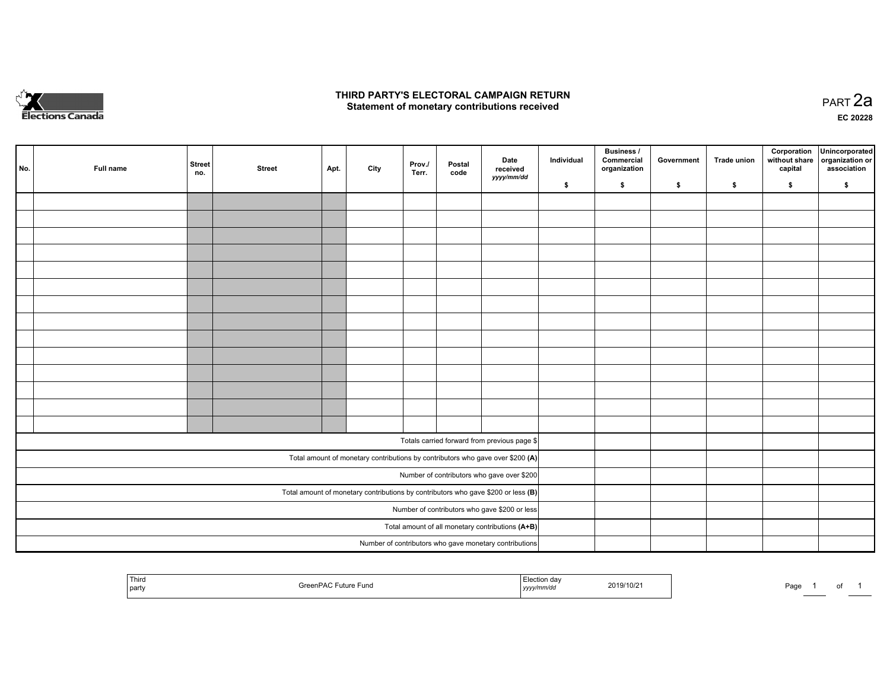# THIRD PARTY'S ELECTORAL CAMPAIGN RETURN
## Statement of monetary contributions received

PART 2a

EC 20228

| No. | Full name | Street no. | Street | Apt. | City | Prov./ Terr. | Postal code | Date received yyyy/mm/dd | Individual $ | Business / Commercial organization $ | Government $ | Trade union $ | Corporation without share capital $ | Unincorporated organization or association $ |
|---|---|---|---|---|---|---|---|---|---|---|---|---|---|---|
| | | | | | | | | | | | | | | |
| | | | | | | | | | | | | | | |
| | | | | | | | | | | | | | | |
| | | | | | | | | | | | | | | |
| | | | | | | | | | | | | | | |
| | | | | | | | | | | | | | | |
| | | | | | | | | | | | | | | |
| | | | | | | | | | | | | | | |
| | | | | | | | | | | | | | | |
| | | | | | | | | | | | | | | |
| | | | | | | | | | | | | | | |
| | | | | | | | | | | | | | | |
| | | | | | | | | | | | | | | |
| | | | | | | | | | | | | | | |
| Totals carried forward from previous page $ | | | | | | | | | | | | | | |
| Total amount of monetary contributions by contributors who gave over $200 **(A)** | | | | | | | | | | | | | | |
| Number of contributors who gave over $200 | | | | | | | | | | | | | | |
| Total amount of monetary contributions by contributors who gave $200 or less **(B)** | | | | | | | | | | | | | | |
| Number of contributors who gave $200 or less | | | | | | | | | | | | | | |
| Total amount of all monetary contributions **(A+B)** | | | | | | | | | | | | | | |
| Number of contributors who gave monetary contributions | | | | | | | | | | | | | | |

| Third party | GreenPAC Future Fund | Election day yyyy/mm/dd | 2019/10/21 |
|---|---|---|---|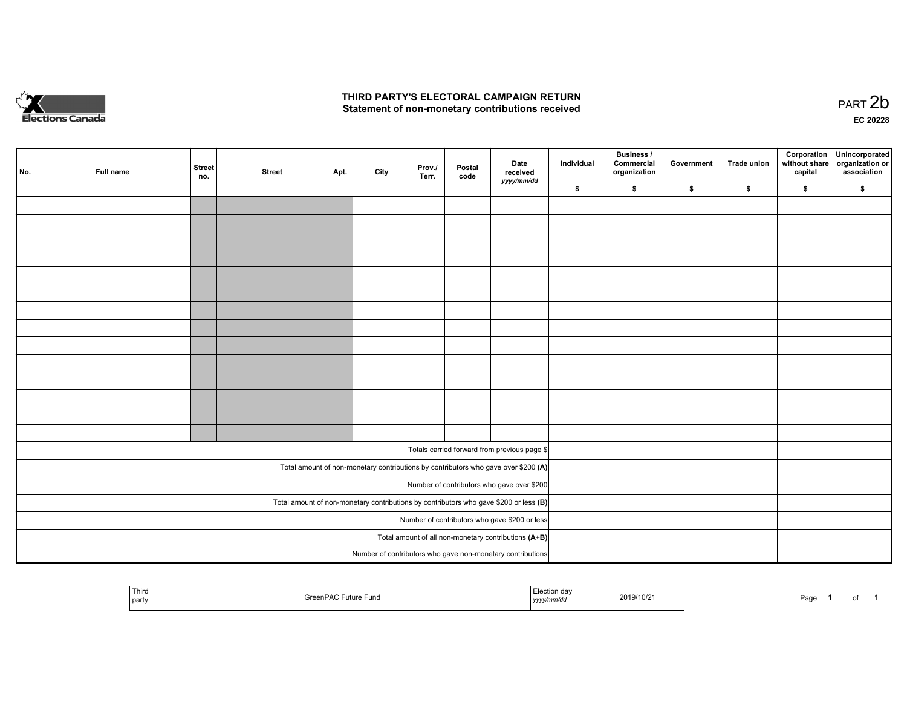# THIRD PARTY'S ELECTORAL CAMPAIGN RETURN
## Statement of non-monetary contributions received

PART 2b

EC 20228

| No. | Full name | Street no. | Street | Apt. | City | Prov./ Terr. | Postal code | Date received yyyy/mm/dd | Individual $ | Business / Commercial organization $ | Government $ | Trade union $ | Corporation without share capital $ | Unincorporated organization or association $ |
|---|---|---|---|---|---|---|---|---|---|---|---|---|---|---|
| | | | | | | | | | | | | | | |
| | | | | | | | | | | | | | | |
| | | | | | | | | | | | | | | |
| | | | | | | | | | | | | | | |
| | | | | | | | | | | | | | | |
| | | | | | | | | | | | | | | |
| | | | | | | | | | | | | | | |
| | | | | | | | | | | | | | | |
| | | | | | | | | | | | | | | |
| | | | | | | | | | | | | | | |
| | | | | | | | | | | | | | | |
| | | | | | | | | | | | | | | |
| | | | | | | | | | | | | | | |
| | | | | | | | | | | | | | | |
| Totals carried forward from previous page $ | | | | | | | | | | | | | | |
| Total amount of non-monetary contributions by contributors who gave over $200 **(A)** | | | | | | | | | | | | | | |
| Number of contributors who gave over $200 | | | | | | | | | | | | | | |
| Total amount of non-monetary contributions by contributors who gave $200 or less **(B)** | | | | | | | | | | | | | | |
| Number of contributors who gave $200 or less | | | | | | | | | | | | | | |
| Total amount of all non-monetary contributions **(A+B)** | | | | | | | | | | | | | | |
| Number of contributors who gave non-monetary contributions | | | | | | | | | | | | | | |

| Third party | GreenPAC Future Fund | Election day yyyy/mm/dd | 2019/10/21 |
|---|---|---|---|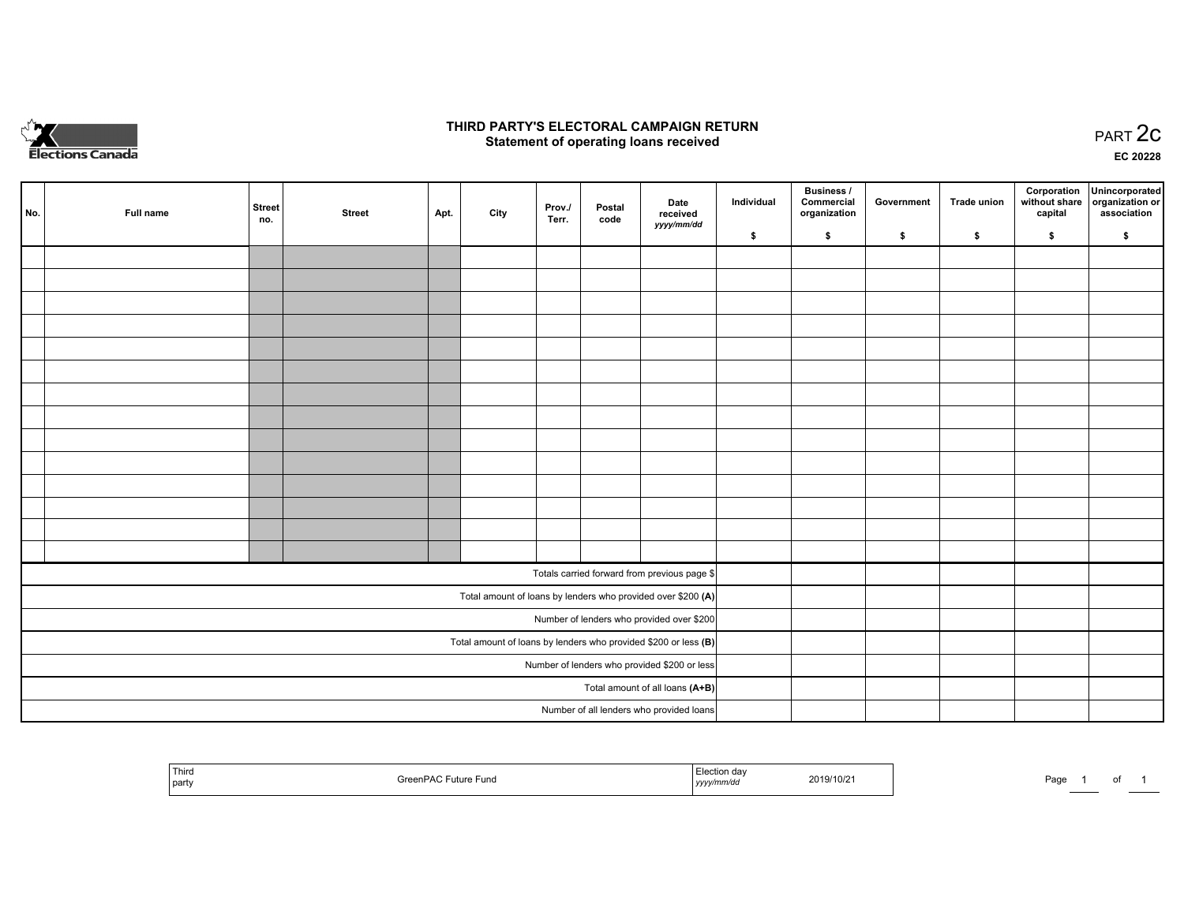# THIRD PARTY'S ELECTORAL CAMPAIGN RETURN
## Statement of operating loans received

PART 2c

EC 20228

| No. | Full name | Street no. | Street | Apt. | City | Prov./ Terr. | Postal code | Date received *yyyy/mm/dd* | Individual $ | Business / Commercial organization $ | Government $ | Trade union $ | Corporation without share capital $ | Unincorporated organization or association $ |
|---|---|---|---|---|---|---|---|---|---|---|---|---|---|---|
| | | | | | | | | | | | | | | |
| | | | | | | | | | | | | | | |
| | | | | | | | | | | | | | | |
| | | | | | | | | | | | | | | |
| | | | | | | | | | | | | | | |
| | | | | | | | | | | | | | | |
| | | | | | | | | | | | | | | |
| | | | | | | | | | | | | | | |
| | | | | | | | | | | | | | | |
| | | | | | | | | | | | | | | |
| | | | | | | | | | | | | | | |
| | | | | | | | | | | | | | | |
| | | | | | | | | | | | | | | |
| | | | | | | | | | | | | | | |
| Totals carried forward from previous page $ | | | | | | | | | | | | | | |
| Total amount of loans by lenders who provided over $200 **(A)** | | | | | | | | | | | | | | |
| Number of lenders who provided over $200 | | | | | | | | | | | | | | |
| Total amount of loans by lenders who provided $200 or less **(B)** | | | | | | | | | | | | | | |
| Number of lenders who provided $200 or less | | | | | | | | | | | | | | |
| Total amount of all loans **(A+B)** | | | | | | | | | | | | | | |
| Number of all lenders who provided loans | | | | | | | | | | | | | | |

| Third party | GreenPAC Future Fund | Election day *yyyy/mm/dd* | 2019/10/21 |
|---|---|---|---|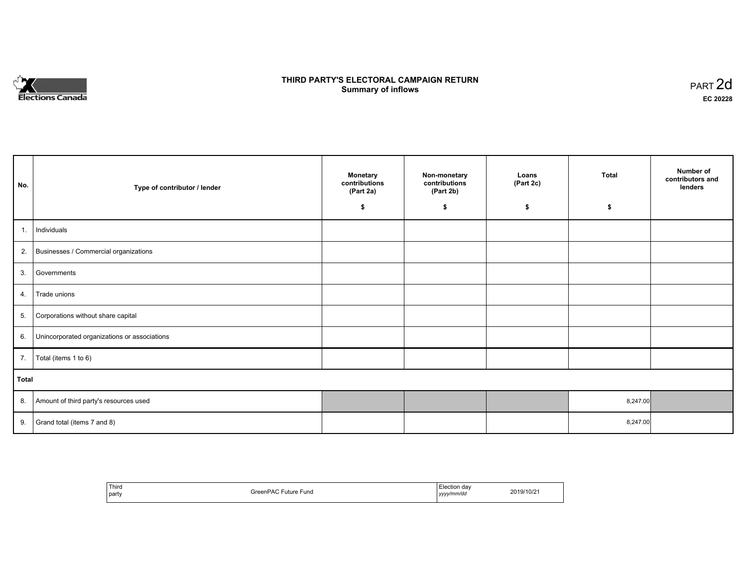Elections Canada

# THIRD PARTY'S ELECTORAL CAMPAIGN RETURN
## Summary of inflows

PART 2d

EC 20228

| No. | Type of contributor / lender | Monetary contributions (Part 2a) $ | Non-monetary contributions (Part 2b) $ | Loans (Part 2c) $ | Total $ | Number of contributors and lenders |
|---|---|---|---|---|---|---|
| 1. | Individuals | | | | | |
| 2. | Businesses / Commercial organizations | | | | | |
| 3. | Governments | | | | | |
| 4. | Trade unions | | | | | |
| 5. | Corporations without share capital | | | | | |
| 6. | Unincorporated organizations or associations | | | | | |
| 7. | Total (items 1 to 6) | | | | | |
| **Total** | | | | | | |
| 8. | Amount of third party's resources used | | | | 8,247.00 | |
| 9. | Grand total (items 7 and 8) | | | | 8,247.00 | |

| Third party | GreenPAC Future Fund | Election day *yyyy/mm/dd* | 2019/10/21 |
|---|---|---|---|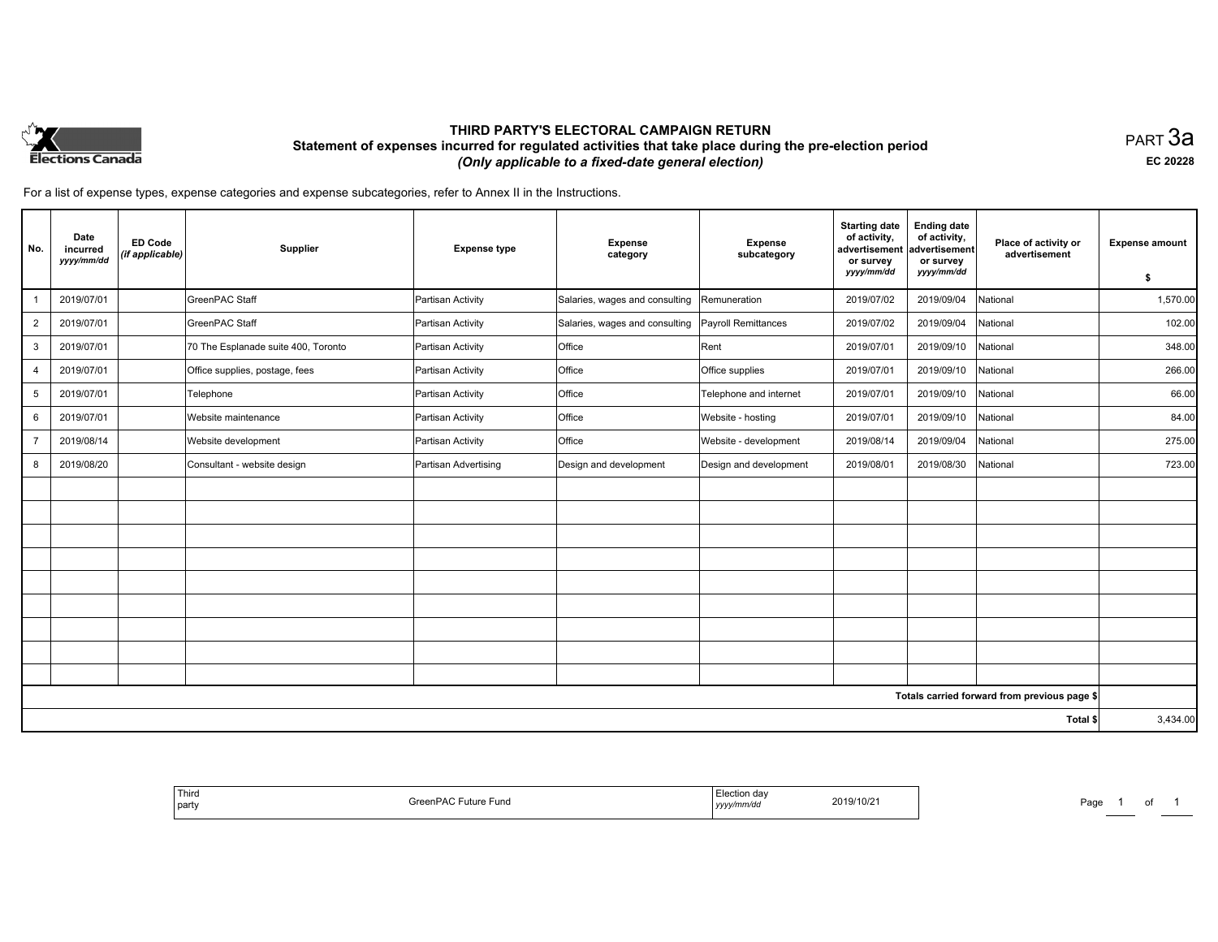Elections Canada

# THIRD PARTY'S ELECTORAL CAMPAIGN RETURN

## Statement of expenses incurred for regulated activities that take place during the pre-election period

*(Only applicable to a fixed-date general election)*

PART 3a

EC 20228

For a list of expense types, expense categories and expense subcategories, refer to Annex II in the Instructions.

| No. | Date incurred *yyyy/mm/dd* | ED Code *(if applicable)* | Supplier | Expense type | Expense category | Expense subcategory | Starting date of activity, advertisement or survey *yyyy/mm/dd* | Ending date of activity, advertisement or survey *yyyy/mm/dd* | Place of activity or advertisement | Expense amount $ |
|---|---|---|---|---|---|---|---|---|---|---|
| 1 | 2019/07/01 | | GreenPAC Staff | Partisan Activity | Salaries, wages and consulting | Remuneration | 2019/07/02 | 2019/09/04 | National | 1,570.00 |
| 2 | 2019/07/01 | | GreenPAC Staff | Partisan Activity | Salaries, wages and consulting | Payroll Remittances | 2019/07/02 | 2019/09/04 | National | 102.00 |
| 3 | 2019/07/01 | | 70 The Esplanade suite 400, Toronto | Partisan Activity | Office | Rent | 2019/07/01 | 2019/09/10 | National | 348.00 |
| 4 | 2019/07/01 | | Office supplies, postage, fees | Partisan Activity | Office | Office supplies | 2019/07/01 | 2019/09/10 | National | 266.00 |
| 5 | 2019/07/01 | | Telephone | Partisan Activity | Office | Telephone and internet | 2019/07/01 | 2019/09/10 | National | 66.00 |
| 6 | 2019/07/01 | | Website maintenance | Partisan Activity | Office | Website - hosting | 2019/07/01 | 2019/09/10 | National | 84.00 |
| 7 | 2019/08/14 | | Website development | Partisan Activity | Office | Website - development | 2019/08/14 | 2019/09/04 | National | 275.00 |
| 8 | 2019/08/20 | | Consultant - website design | Partisan Advertising | Design and development | Design and development | 2019/08/01 | 2019/08/30 | National | 723.00 |
| | | | | | | | | | | |
| | | | | | | | | | | |
| | | | | | | | | | | |
| | | | | | | | | | | |
| | | | | | | | | | | |
| | | | | | | | | | | |
| | | | | | | | | | | |
| | | | | | | | | | | |
| | | | | | | | | | | |
| | | | | | | | | | Totals carried forward from previous page $ | |
| | | | | | | | | | Total $ | 3,434.00 |

| Third party | GreenPAC Future Fund | Election day *yyyy/mm/dd* | 2019/10/21 |
|---|---|---|---|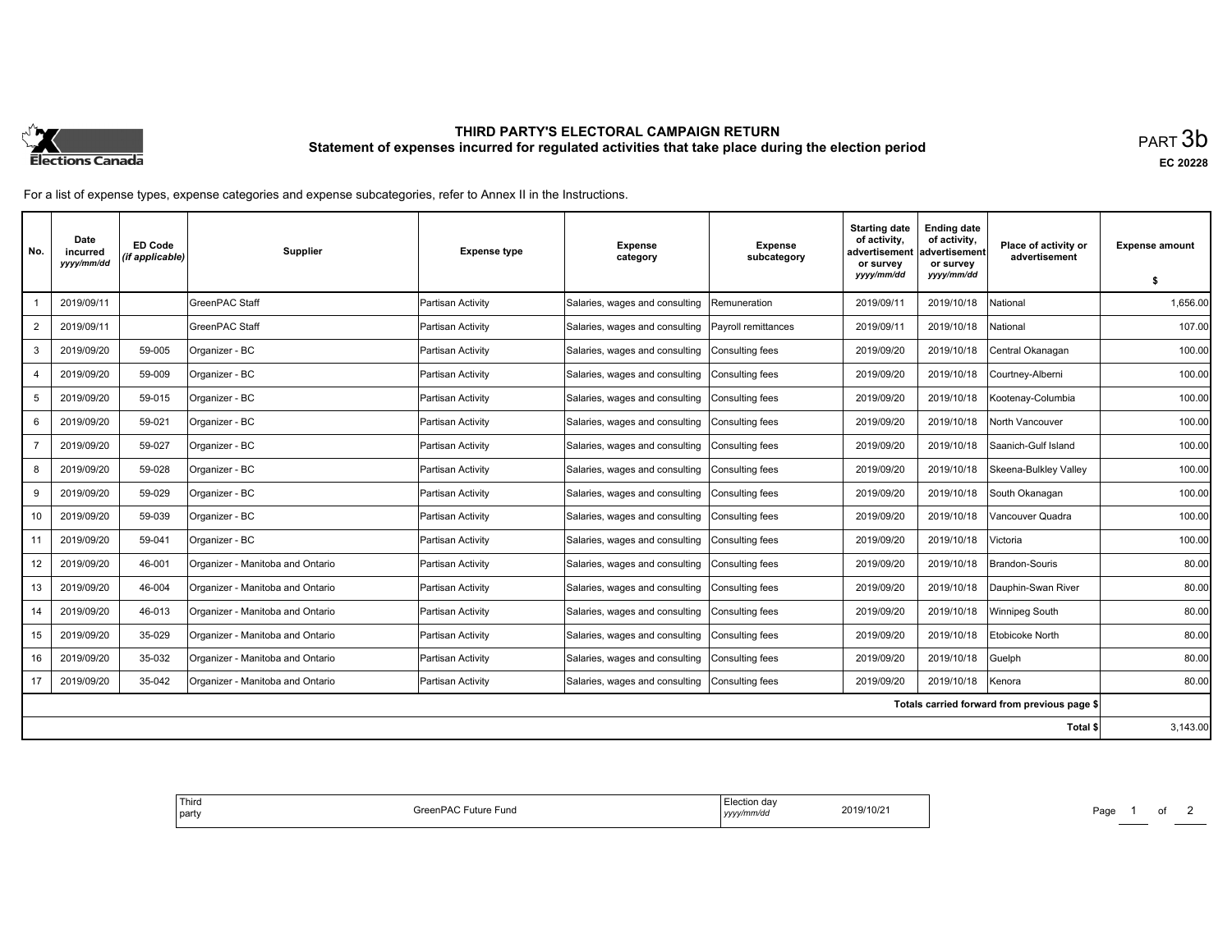# THIRD PARTY'S ELECTORAL CAMPAIGN RETURN

## Statement of expenses incurred for regulated activities that take place during the election period

PART 3b

EC 20228

For a list of expense types, expense categories and expense subcategories, refer to Annex II in the Instructions.

| No. | Date incurred *yyyy/mm/dd* | ED Code *(if applicable)* | Supplier | Expense type | Expense category | Expense subcategory | Starting date of activity, advertisement or survey *yyyy/mm/dd* | Ending date of activity, advertisement or survey *yyyy/mm/dd* | Place of activity or advertisement | Expense amount $ |
|---|---|---|---|---|---|---|---|---|---|---|
| 1 | 2019/09/11 | | GreenPAC Staff | Partisan Activity | Salaries, wages and consulting | Remuneration | 2019/09/11 | 2019/10/18 | National | 1,656.00 |
| 2 | 2019/09/11 | | GreenPAC Staff | Partisan Activity | Salaries, wages and consulting | Payroll remittances | 2019/09/11 | 2019/10/18 | National | 107.00 |
| 3 | 2019/09/20 | 59-005 | Organizer - BC | Partisan Activity | Salaries, wages and consulting | Consulting fees | 2019/09/20 | 2019/10/18 | Central Okanagan | 100.00 |
| 4 | 2019/09/20 | 59-009 | Organizer - BC | Partisan Activity | Salaries, wages and consulting | Consulting fees | 2019/09/20 | 2019/10/18 | Courtney-Alberni | 100.00 |
| 5 | 2019/09/20 | 59-015 | Organizer - BC | Partisan Activity | Salaries, wages and consulting | Consulting fees | 2019/09/20 | 2019/10/18 | Kootenay-Columbia | 100.00 |
| 6 | 2019/09/20 | 59-021 | Organizer - BC | Partisan Activity | Salaries, wages and consulting | Consulting fees | 2019/09/20 | 2019/10/18 | North Vancouver | 100.00 |
| 7 | 2019/09/20 | 59-027 | Organizer - BC | Partisan Activity | Salaries, wages and consulting | Consulting fees | 2019/09/20 | 2019/10/18 | Saanich-Gulf Island | 100.00 |
| 8 | 2019/09/20 | 59-028 | Organizer - BC | Partisan Activity | Salaries, wages and consulting | Consulting fees | 2019/09/20 | 2019/10/18 | Skeena-Bulkley Valley | 100.00 |
| 9 | 2019/09/20 | 59-029 | Organizer - BC | Partisan Activity | Salaries, wages and consulting | Consulting fees | 2019/09/20 | 2019/10/18 | South Okanagan | 100.00 |
| 10 | 2019/09/20 | 59-039 | Organizer - BC | Partisan Activity | Salaries, wages and consulting | Consulting fees | 2019/09/20 | 2019/10/18 | Vancouver Quadra | 100.00 |
| 11 | 2019/09/20 | 59-041 | Organizer - BC | Partisan Activity | Salaries, wages and consulting | Consulting fees | 2019/09/20 | 2019/10/18 | Victoria | 100.00 |
| 12 | 2019/09/20 | 46-001 | Organizer - Manitoba and Ontario | Partisan Activity | Salaries, wages and consulting | Consulting fees | 2019/09/20 | 2019/10/18 | Brandon-Souris | 80.00 |
| 13 | 2019/09/20 | 46-004 | Organizer - Manitoba and Ontario | Partisan Activity | Salaries, wages and consulting | Consulting fees | 2019/09/20 | 2019/10/18 | Dauphin-Swan River | 80.00 |
| 14 | 2019/09/20 | 46-013 | Organizer - Manitoba and Ontario | Partisan Activity | Salaries, wages and consulting | Consulting fees | 2019/09/20 | 2019/10/18 | Winnipeg South | 80.00 |
| 15 | 2019/09/20 | 35-029 | Organizer - Manitoba and Ontario | Partisan Activity | Salaries, wages and consulting | Consulting fees | 2019/09/20 | 2019/10/18 | Etobicoke North | 80.00 |
| 16 | 2019/09/20 | 35-032 | Organizer - Manitoba and Ontario | Partisan Activity | Salaries, wages and consulting | Consulting fees | 2019/09/20 | 2019/10/18 | Guelph | 80.00 |
| 17 | 2019/09/20 | 35-042 | Organizer - Manitoba and Ontario | Partisan Activity | Salaries, wages and consulting | Consulting fees | 2019/09/20 | 2019/10/18 | Kenora | 80.00 |
| | | | | | | | | | Totals carried forward from previous page $ | |
| | | | | | | | | | Total $ | 3,143.00 |

Third party: GreenPAC Future Fund

Election day *yyyy/mm/dd*: 2019/10/21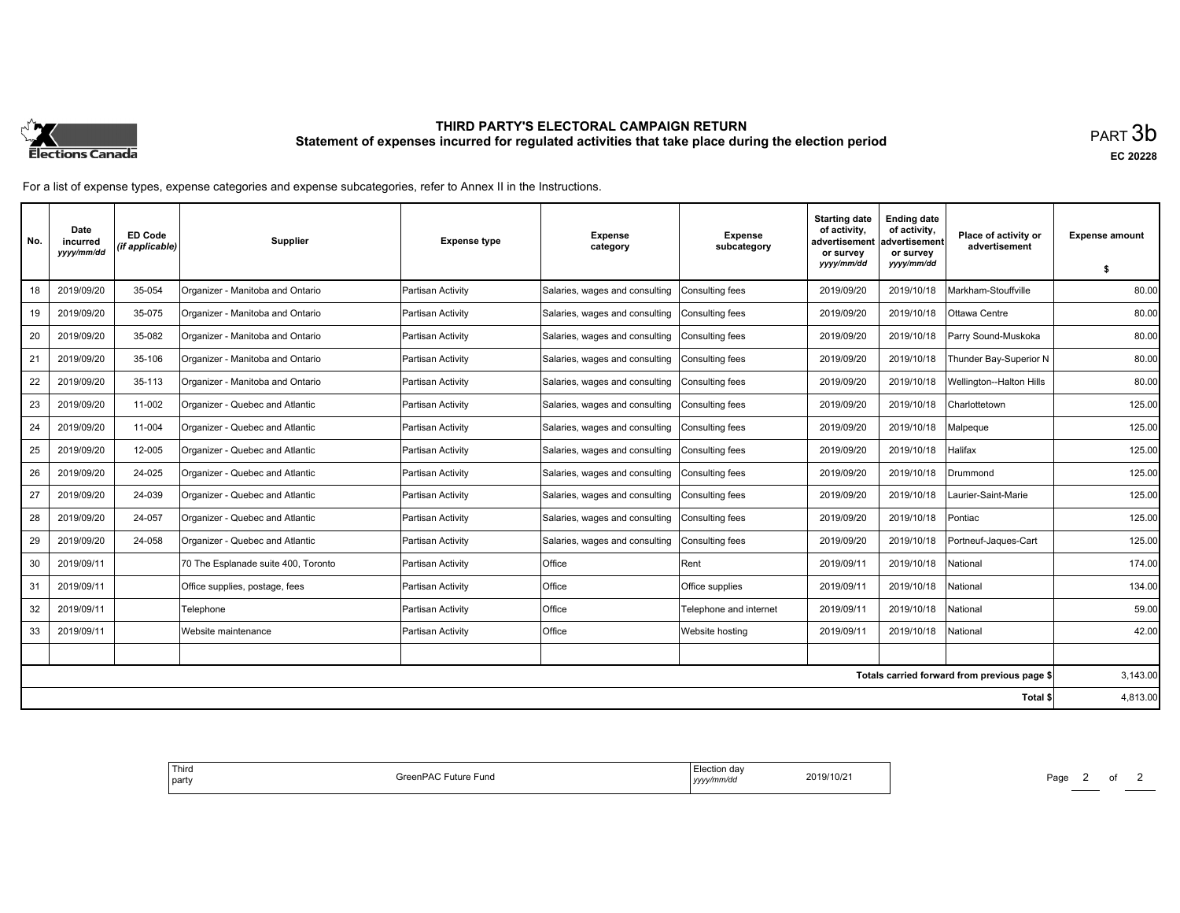# THIRD PARTY'S ELECTORAL CAMPAIGN RETURN

## Statement of expenses incurred for regulated activities that take place during the election period

PART 3b

EC 20228

For a list of expense types, expense categories and expense subcategories, refer to Annex II in the Instructions.

| No. | Date incurred *yyyy/mm/dd* | ED Code *(if applicable)* | Supplier | Expense type | Expense category | Expense subcategory | Starting date of activity, advertisement or survey *yyyy/mm/dd* | Ending date of activity, advertisement or survey *yyyy/mm/dd* | Place of activity or advertisement | Expense amount $ |
|---|---|---|---|---|---|---|---|---|---|---|
| 18 | 2019/09/20 | 35-054 | Organizer - Manitoba and Ontario | Partisan Activity | Salaries, wages and consulting | Consulting fees | 2019/09/20 | 2019/10/18 | Markham-Stouffville | 80.00 |
| 19 | 2019/09/20 | 35-075 | Organizer - Manitoba and Ontario | Partisan Activity | Salaries, wages and consulting | Consulting fees | 2019/09/20 | 2019/10/18 | Ottawa Centre | 80.00 |
| 20 | 2019/09/20 | 35-082 | Organizer - Manitoba and Ontario | Partisan Activity | Salaries, wages and consulting | Consulting fees | 2019/09/20 | 2019/10/18 | Parry Sound-Muskoka | 80.00 |
| 21 | 2019/09/20 | 35-106 | Organizer - Manitoba and Ontario | Partisan Activity | Salaries, wages and consulting | Consulting fees | 2019/09/20 | 2019/10/18 | Thunder Bay-Superior N | 80.00 |
| 22 | 2019/09/20 | 35-113 | Organizer - Manitoba and Ontario | Partisan Activity | Salaries, wages and consulting | Consulting fees | 2019/09/20 | 2019/10/18 | Wellington--Halton Hills | 80.00 |
| 23 | 2019/09/20 | 11-002 | Organizer - Quebec and Atlantic | Partisan Activity | Salaries, wages and consulting | Consulting fees | 2019/09/20 | 2019/10/18 | Charlottetown | 125.00 |
| 24 | 2019/09/20 | 11-004 | Organizer - Quebec and Atlantic | Partisan Activity | Salaries, wages and consulting | Consulting fees | 2019/09/20 | 2019/10/18 | Malpeque | 125.00 |
| 25 | 2019/09/20 | 12-005 | Organizer - Quebec and Atlantic | Partisan Activity | Salaries, wages and consulting | Consulting fees | 2019/09/20 | 2019/10/18 | Halifax | 125.00 |
| 26 | 2019/09/20 | 24-025 | Organizer - Quebec and Atlantic | Partisan Activity | Salaries, wages and consulting | Consulting fees | 2019/09/20 | 2019/10/18 | Drummond | 125.00 |
| 27 | 2019/09/20 | 24-039 | Organizer - Quebec and Atlantic | Partisan Activity | Salaries, wages and consulting | Consulting fees | 2019/09/20 | 2019/10/18 | Laurier-Saint-Marie | 125.00 |
| 28 | 2019/09/20 | 24-057 | Organizer - Quebec and Atlantic | Partisan Activity | Salaries, wages and consulting | Consulting fees | 2019/09/20 | 2019/10/18 | Pontiac | 125.00 |
| 29 | 2019/09/20 | 24-058 | Organizer - Quebec and Atlantic | Partisan Activity | Salaries, wages and consulting | Consulting fees | 2019/09/20 | 2019/10/18 | Portneuf-Jaques-Cart | 125.00 |
| 30 | 2019/09/11 | | 70 The Esplanade suite 400, Toronto | Partisan Activity | Office | Rent | 2019/09/11 | 2019/10/18 | National | 174.00 |
| 31 | 2019/09/11 | | Office supplies, postage, fees | Partisan Activity | Office | Office supplies | 2019/09/11 | 2019/10/18 | National | 134.00 |
| 32 | 2019/09/11 | | Telephone | Partisan Activity | Office | Telephone and internet | 2019/09/11 | 2019/10/18 | National | 59.00 |
| 33 | 2019/09/11 | | Website maintenance | Partisan Activity | Office | Website hosting | 2019/09/11 | 2019/10/18 | National | 42.00 |
| | | | | | | | | | | |
| | | | | | | | | | Totals carried forward from previous page $ | 3,143.00 |
| | | | | | | | | | Total $ | 4,813.00 |

| Third party | GreenPAC Future Fund | Election day *yyyy/mm/dd* | 2019/10/21 |
|---|---|---|---|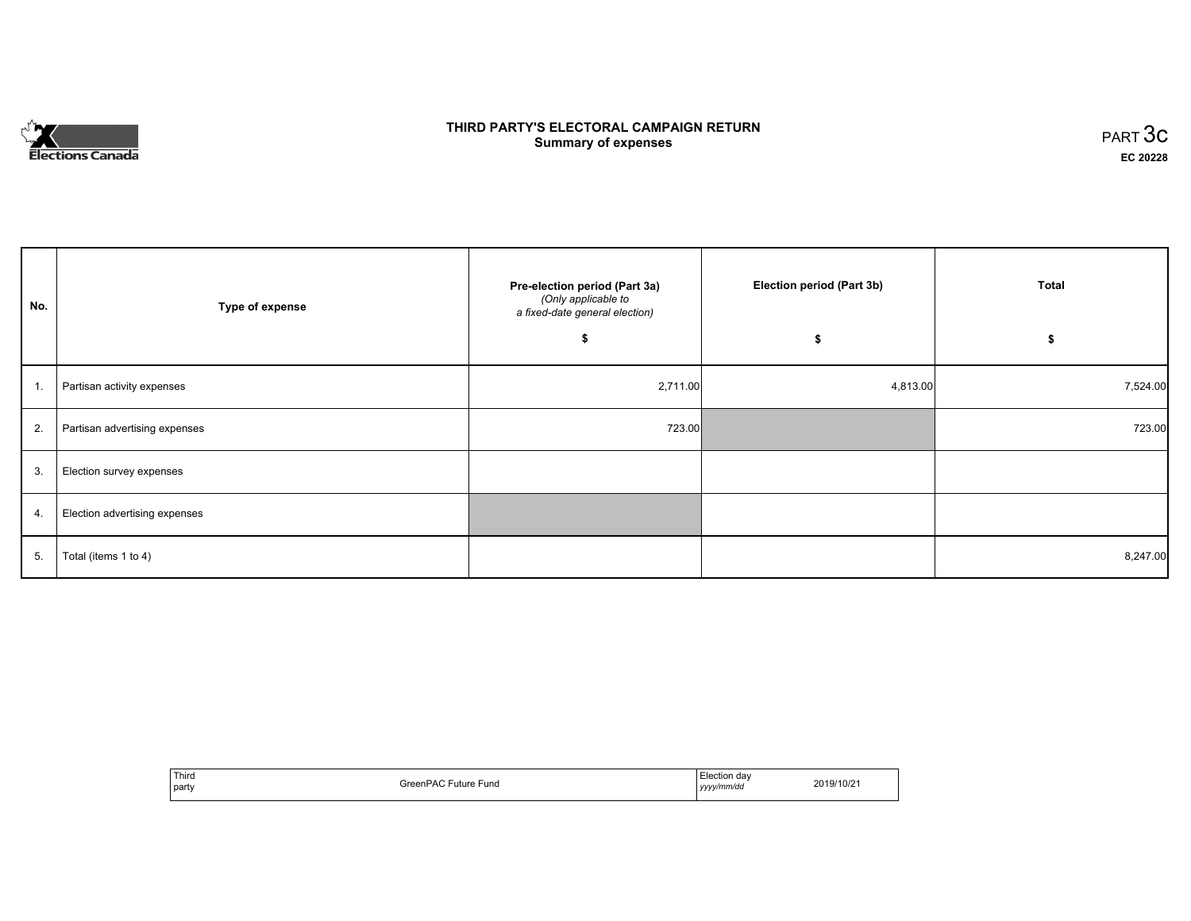Elections Canada

# THIRD PARTY'S ELECTORAL CAMPAIGN RETURN
## Summary of expenses

PART 3c

**EC 20228**

| No. | Type of expense | Pre-election period (Part 3a) *(Only applicable to a fixed-date general election)* $ | Election period (Part 3b) $ | Total $ |
|---|---|---|---|---|
| 1. | Partisan activity expenses | 2,711.00 | 4,813.00 | 7,524.00 |
| 2. | Partisan advertising expenses | 723.00 | | 723.00 |
| 3. | Election survey expenses | | | |
| 4. | Election advertising expenses | | | |
| 5. | Total (items 1 to 4) | | | 8,247.00 |

| Third party | GreenPAC Future Fund | Election day *yyyy/mm/dd* | 2019/10/21 |
|---|---|---|---|